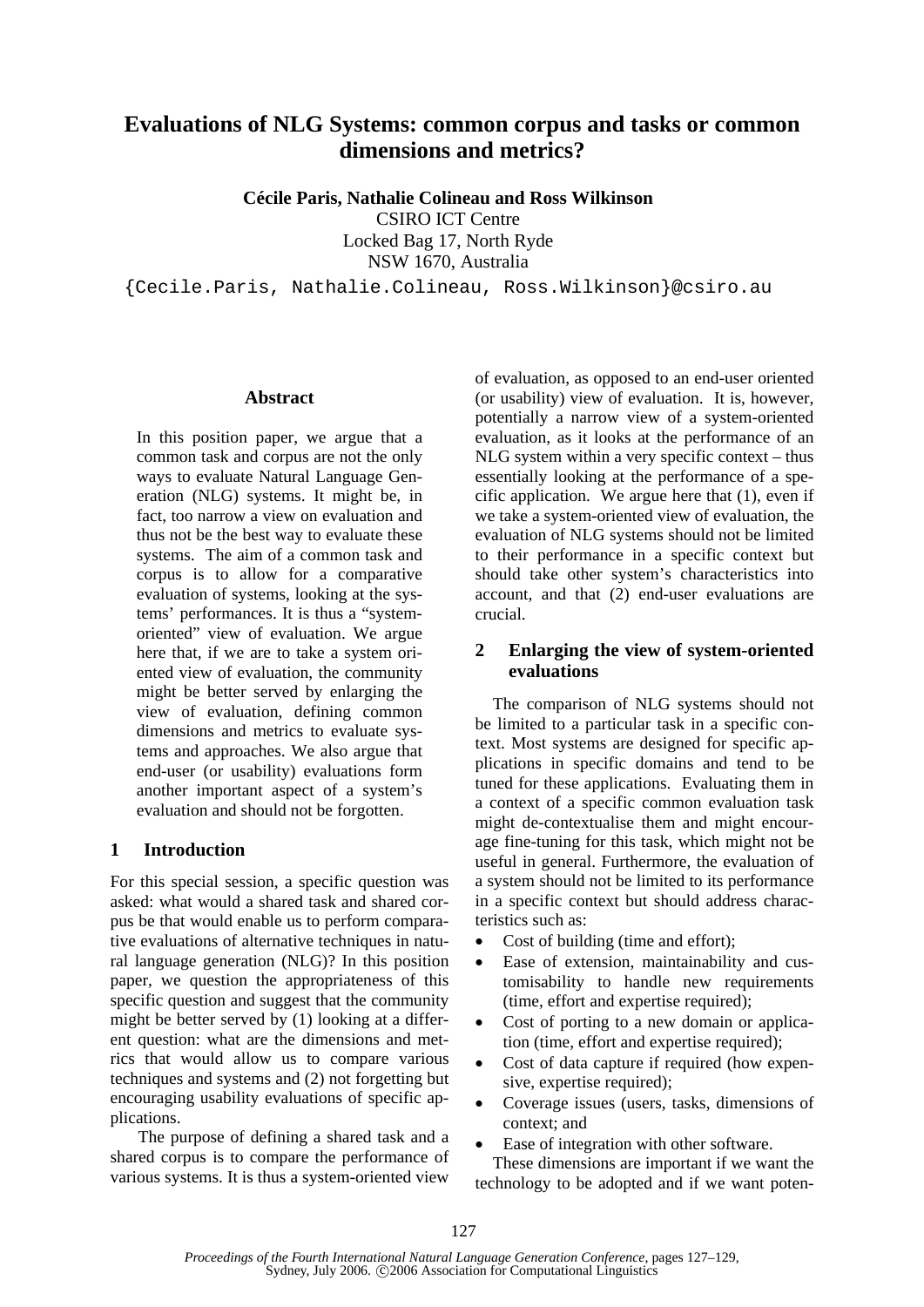# Evaluations of NLG Systems: common corpus and tasks or common dimensions and metrics?

**Cécile Paris, Nathalie Colineau and Ross Wilkinson**

CSIRO ICT Centre
Locked Bag 17, North Ryde
NSW 1670, Australia
{Cecile.Paris, Nathalie.Colineau, Ross.Wilkinson}@csiro.au

## Abstract

In this position paper, we argue that a common task and corpus are not the only ways to evaluate Natural Language Generation (NLG) systems. It might be, in fact, too narrow a view on evaluation and thus not be the best way to evaluate these systems. The aim of a common task and corpus is to allow for a comparative evaluation of systems, looking at the systems' performances. It is thus a "system-oriented" view of evaluation. We argue here that, if we are to take a system oriented view of evaluation, the community might be better served by enlarging the view of evaluation, defining common dimensions and metrics to evaluate systems and approaches. We also argue that end-user (or usability) evaluations form another important aspect of a system's evaluation and should not be forgotten.

## 1 Introduction

For this special session, a specific question was asked: what would a shared task and shared corpus be that would enable us to perform comparative evaluations of alternative techniques in natural language generation (NLG)? In this position paper, we question the appropriateness of this specific question and suggest that the community might be better served by (1) looking at a different question: what are the dimensions and metrics that would allow us to compare various techniques and systems and (2) not forgetting but encouraging usability evaluations of specific applications.

The purpose of defining a shared task and a shared corpus is to compare the performance of various systems. It is thus a system-oriented view of evaluation, as opposed to an end-user oriented (or usability) view of evaluation. It is, however, potentially a narrow view of a system-oriented evaluation, as it looks at the performance of an NLG system within a very specific context – thus essentially looking at the performance of a specific application. We argue here that (1), even if we take a system-oriented view of evaluation, the evaluation of NLG systems should not be limited to their performance in a specific context but should take other system's characteristics into account, and that (2) end-user evaluations are crucial.

## 2 Enlarging the view of system-oriented evaluations

The comparison of NLG systems should not be limited to a particular task in a specific context. Most systems are designed for specific applications in specific domains and tend to be tuned for these applications. Evaluating them in a context of a specific common evaluation task might de-contextualise them and might encourage fine-tuning for this task, which might not be useful in general. Furthermore, the evaluation of a system should not be limited to its performance in a specific context but should address characteristics such as:

- Cost of building (time and effort);
- Ease of extension, maintainability and customisability to handle new requirements (time, effort and expertise required);
- Cost of porting to a new domain or application (time, effort and expertise required);
- Cost of data capture if required (how expensive, expertise required);
- Coverage issues (users, tasks, dimensions of context; and
- Ease of integration with other software.

These dimensions are important if we want the technology to be adopted and if we want poten-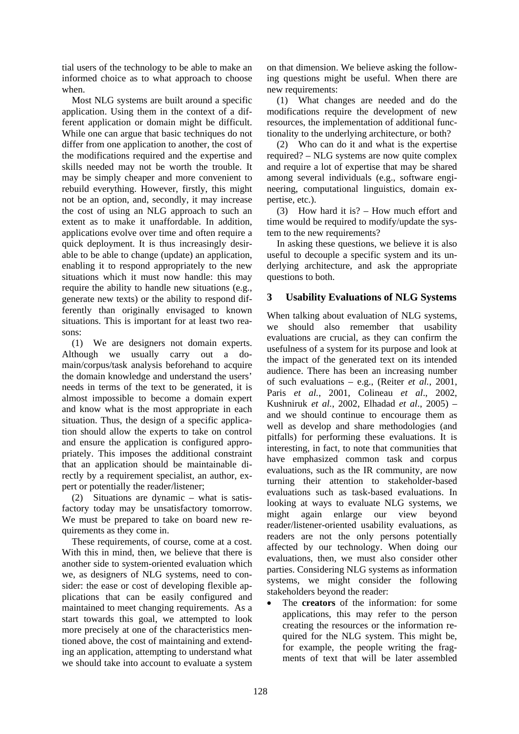tial users of the technology to be able to make an informed choice as to what approach to choose when.

Most NLG systems are built around a specific application. Using them in the context of a different application or domain might be difficult. While one can argue that basic techniques do not differ from one application to another, the cost of the modifications required and the expertise and skills needed may not be worth the trouble. It may be simply cheaper and more convenient to rebuild everything. However, firstly, this might not be an option, and, secondly, it may increase the cost of using an NLG approach to such an extent as to make it unaffordable. In addition, applications evolve over time and often require a quick deployment. It is thus increasingly desirable to be able to change (update) an application, enabling it to respond appropriately to the new situations which it must now handle: this may require the ability to handle new situations (e.g., generate new texts) or the ability to respond differently than originally envisaged to known situations. This is important for at least two reasons:

(1) We are designers not domain experts. Although we usually carry out a domain/corpus/task analysis beforehand to acquire the domain knowledge and understand the users' needs in terms of the text to be generated, it is almost impossible to become a domain expert and know what is the most appropriate in each situation. Thus, the design of a specific application should allow the experts to take on control and ensure the application is configured appropriately. This imposes the additional constraint that an application should be maintainable directly by a requirement specialist, an author, expert or potentially the reader/listener;

(2) Situations are dynamic – what is satisfactory today may be unsatisfactory tomorrow. We must be prepared to take on board new requirements as they come in.

These requirements, of course, come at a cost. With this in mind, then, we believe that there is another side to system-oriented evaluation which we, as designers of NLG systems, need to consider: the ease or cost of developing flexible applications that can be easily configured and maintained to meet changing requirements. As a start towards this goal, we attempted to look more precisely at one of the characteristics mentioned above, the cost of maintaining and extending an application, attempting to understand what we should take into account to evaluate a system on that dimension. We believe asking the following questions might be useful. When there are new requirements:

(1) What changes are needed and do the modifications require the development of new resources, the implementation of additional functionality to the underlying architecture, or both?

(2) Who can do it and what is the expertise required? – NLG systems are now quite complex and require a lot of expertise that may be shared among several individuals (e.g., software engineering, computational linguistics, domain expertise, etc.).

(3) How hard it is? – How much effort and time would be required to modify/update the system to the new requirements?

In asking these questions, we believe it is also useful to decouple a specific system and its underlying architecture, and ask the appropriate questions to both.

## 3 Usability Evaluations of NLG Systems

When talking about evaluation of NLG systems, we should also remember that usability evaluations are crucial, as they can confirm the usefulness of a system for its purpose and look at the impact of the generated text on its intended audience. There has been an increasing number of such evaluations – e.g., (Reiter *et al.*, 2001, Paris *et al.*, 2001, Colineau *et al*., 2002, Kushniruk *et al.*, 2002, Elhadad *et al*., 2005) – and we should continue to encourage them as well as develop and share methodologies (and pitfalls) for performing these evaluations. It is interesting, in fact, to note that communities that have emphasized common task and corpus evaluations, such as the IR community, are now turning their attention to stakeholder-based evaluations such as task-based evaluations. In looking at ways to evaluate NLG systems, we might again enlarge our view beyond reader/listener-oriented usability evaluations, as readers are not the only persons potentially affected by our technology. When doing our evaluations, then, we must also consider other parties. Considering NLG systems as information systems, we might consider the following stakeholders beyond the reader:

- The **creators** of the information: for some applications, this may refer to the person creating the resources or the information required for the NLG system. This might be, for example, the people writing the fragments of text that will be later assembled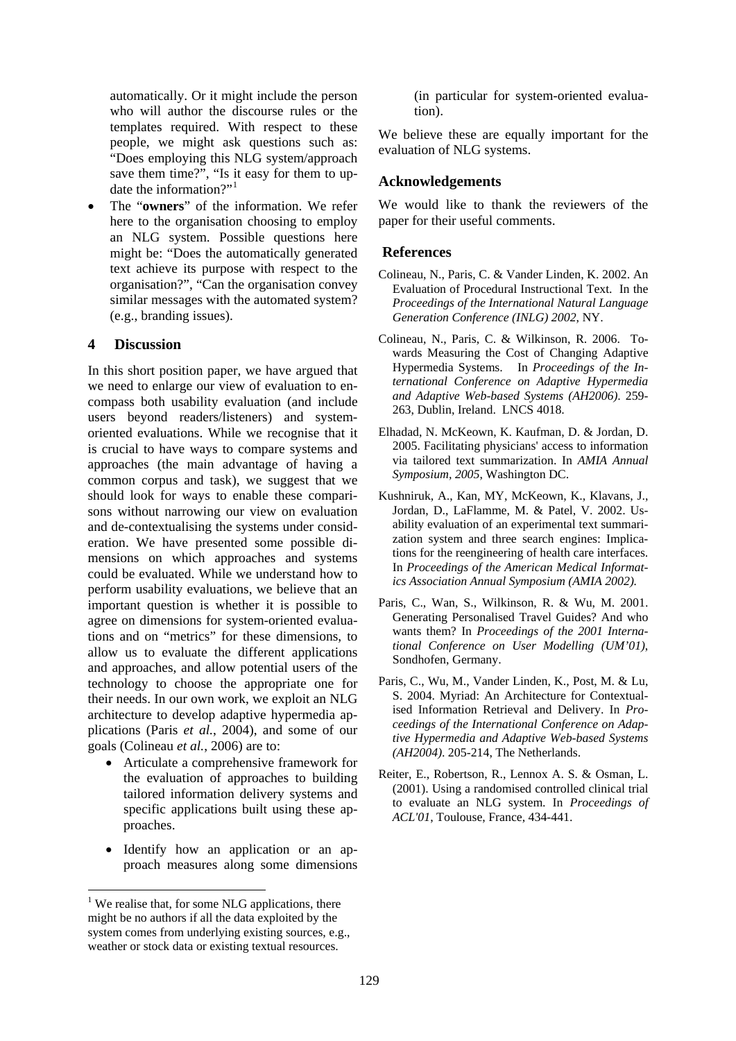automatically. Or it might include the person who will author the discourse rules or the templates required. With respect to these people, we might ask questions such as: "Does employing this NLG system/approach save them time?", "Is it easy for them to update the information?"[1]

- The "**owners**" of the information. We refer here to the organisation choosing to employ an NLG system. Possible questions here might be: "Does the automatically generated text achieve its purpose with respect to the organisation?", "Can the organisation convey similar messages with the automated system? (e.g., branding issues).

## 4 Discussion

In this short position paper, we have argued that we need to enlarge our view of evaluation to encompass both usability evaluation (and include users beyond readers/listeners) and system-oriented evaluations. While we recognise that it is crucial to have ways to compare systems and approaches (the main advantage of having a common corpus and task), we suggest that we should look for ways to enable these comparisons without narrowing our view on evaluation and de-contextualising the systems under consideration. We have presented some possible dimensions on which approaches and systems could be evaluated. While we understand how to perform usability evaluations, we believe that an important question is whether it is possible to agree on dimensions for system-oriented evaluations and on "metrics" for these dimensions, to allow us to evaluate the different applications and approaches, and allow potential users of the technology to choose the appropriate one for their needs. In our own work, we exploit an NLG architecture to develop adaptive hypermedia applications (Paris *et al.*, 2004), and some of our goals (Colineau *et al.*, 2006) are to:

- Articulate a comprehensive framework for the evaluation of approaches to building tailored information delivery systems and specific applications built using these approaches.
- Identify how an application or an approach measures along some dimensions (in particular for system-oriented evaluation).

We believe these are equally important for the evaluation of NLG systems.

## Acknowledgements

We would like to thank the reviewers of the paper for their useful comments.

## References

Colineau, N., Paris, C. & Vander Linden, K. 2002. An Evaluation of Procedural Instructional Text. In the *Proceedings of the International Natural Language Generation Conference (INLG) 2002*, NY.

Colineau, N., Paris, C. & Wilkinson, R. 2006. Towards Measuring the Cost of Changing Adaptive Hypermedia Systems. In *Proceedings of the International Conference on Adaptive Hypermedia and Adaptive Web-based Systems (AH2006)*. 259-263, Dublin, Ireland. LNCS 4018.

Elhadad, N. McKeown, K. Kaufman, D. & Jordan, D. 2005. Facilitating physicians' access to information via tailored text summarization. In *AMIA Annual Symposium, 2005*, Washington DC.

Kushniruk, A., Kan, MY, McKeown, K., Klavans, J., Jordan, D., LaFlamme, M. & Patel, V. 2002. Usability evaluation of an experimental text summarization system and three search engines: Implications for the reengineering of health care interfaces. In *Proceedings of the American Medical Informatics Association Annual Symposium (AMIA 2002).*

Paris, C., Wan, S., Wilkinson, R. & Wu, M. 2001. Generating Personalised Travel Guides? And who wants them? In *Proceedings of the 2001 International Conference on User Modelling (UM'01)*, Sondhofen, Germany.

Paris, C., Wu, M., Vander Linden, K., Post, M. & Lu, S. 2004. Myriad: An Architecture for Contextualised Information Retrieval and Delivery. In *Proceedings of the International Conference on Adaptive Hypermedia and Adaptive Web-based Systems (AH2004)*. 205-214, The Netherlands.

Reiter, E., Robertson, R., Lennox A. S. & Osman, L. (2001). Using a randomised controlled clinical trial to evaluate an NLG system. In *Proceedings of ACL'01*, Toulouse, France, 434-441.

[1] We realise that, for some NLG applications, there might be no authors if all the data exploited by the system comes from underlying existing sources, e.g., weather or stock data or existing textual resources.